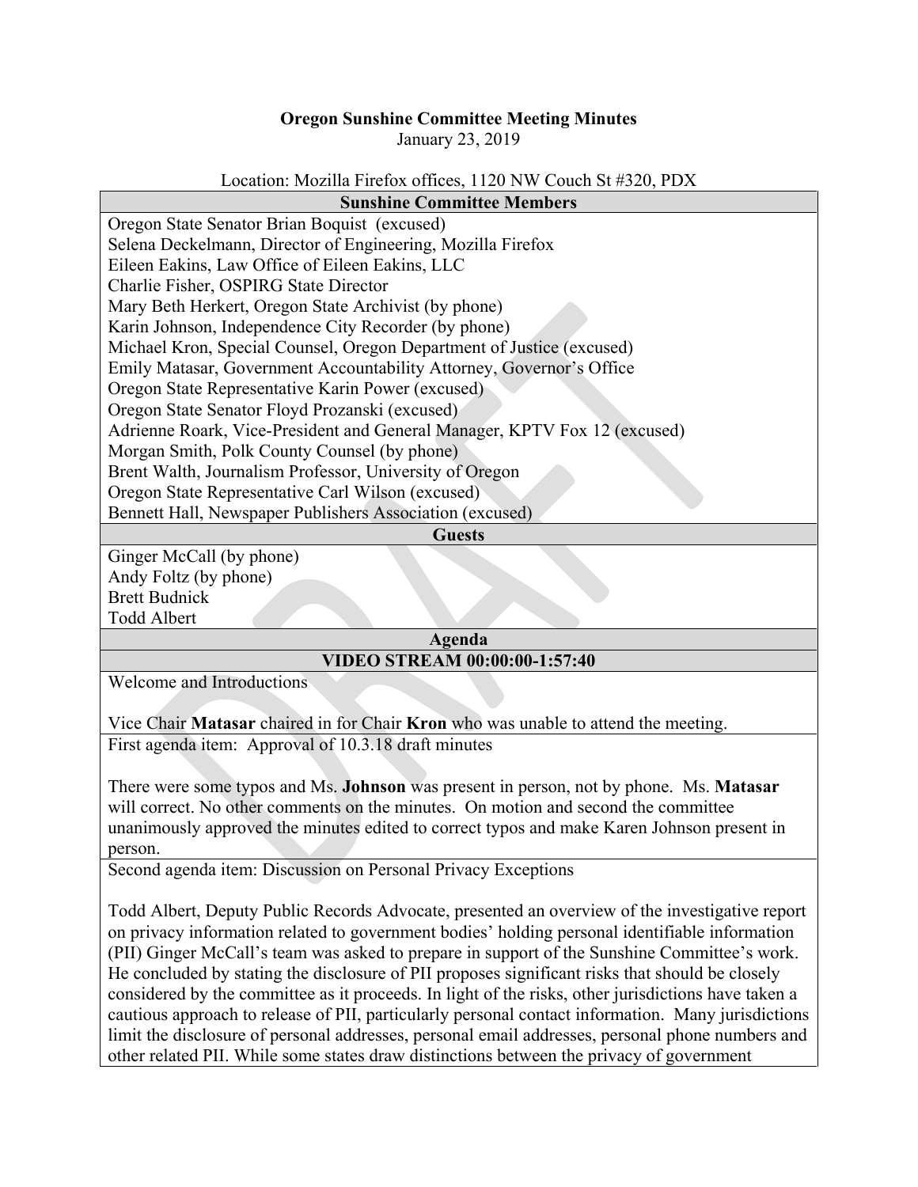**Oregon Sunshine Committee Meeting Minutes**

January 23, 2019

Location: Mozilla Firefox offices, 1120 NW Couch St #320, PDX

| **Sunshine Committee Members** |
| --- |
| Oregon State Senator Brian Boquist (excused) |
| Selena Deckelmann, Director of Engineering, Mozilla Firefox |
| Eileen Eakins, Law Office of Eileen Eakins, LLC |
| Charlie Fisher, OSPIRG State Director |
| Mary Beth Herkert, Oregon State Archivist (by phone) |
| Karin Johnson, Independence City Recorder (by phone) |
| Michael Kron, Special Counsel, Oregon Department of Justice (excused) |
| Emily Matasar, Government Accountability Attorney, Governor's Office |
| Oregon State Representative Karin Power (excused) |
| Oregon State Senator Floyd Prozanski (excused) |
| Adrienne Roark, Vice-President and General Manager, KPTV Fox 12 (excused) |
| Morgan Smith, Polk County Counsel (by phone) |
| Brent Walth, Journalism Professor, University of Oregon |
| Oregon State Representative Carl Wilson (excused) |
| Bennett Hall, Newspaper Publishers Association (excused) |
| **Guests** |
| Ginger McCall (by phone) |
| Andy Foltz (by phone) |
| Brett Budnick |
| Todd Albert |
| **Agenda** |
| **VIDEO STREAM 00:00:00-1:57:40** |
| Welcome and Introductions<br><br>Vice Chair **Matasar** chaired in for Chair **Kron** who was unable to attend the meeting. |
| First agenda item: Approval of 10.3.18 draft minutes<br><br>There were some typos and Ms. **Johnson** was present in person, not by phone. Ms. **Matasar** will correct. No other comments on the minutes. On motion and second the committee unanimously approved the minutes edited to correct typos and make Karen Johnson present in person. |
| Second agenda item: Discussion on Personal Privacy Exceptions<br><br>Todd Albert, Deputy Public Records Advocate, presented an overview of the investigative report on privacy information related to government bodies' holding personal identifiable information (PII) Ginger McCall's team was asked to prepare in support of the Sunshine Committee's work. He concluded by stating the disclosure of PII proposes significant risks that should be closely considered by the committee as it proceeds. In light of the risks, other jurisdictions have taken a cautious approach to release of PII, particularly personal contact information. Many jurisdictions limit the disclosure of personal addresses, personal email addresses, personal phone numbers and other related PII. While some states draw distinctions between the privacy of government |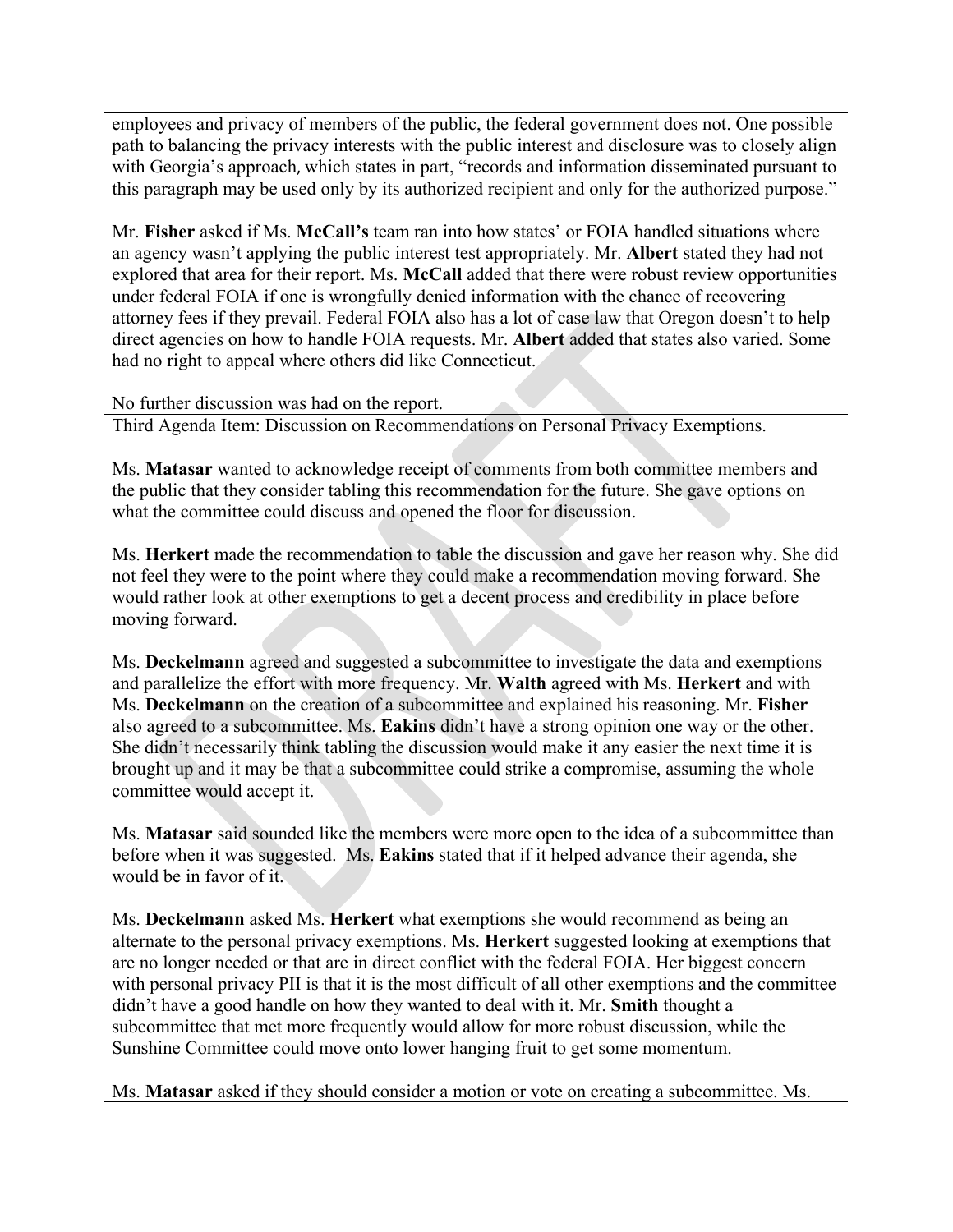employees and privacy of members of the public, the federal government does not. One possible path to balancing the privacy interests with the public interest and disclosure was to closely align with Georgia's approach, which states in part, "records and information disseminated pursuant to this paragraph may be used only by its authorized recipient and only for the authorized purpose."

Mr. **Fisher** asked if Ms. **McCall's** team ran into how states' or FOIA handled situations where an agency wasn't applying the public interest test appropriately. Mr. **Albert** stated they had not explored that area for their report. Ms. **McCall** added that there were robust review opportunities under federal FOIA if one is wrongfully denied information with the chance of recovering attorney fees if they prevail. Federal FOIA also has a lot of case law that Oregon doesn't to help direct agencies on how to handle FOIA requests. Mr. **Albert** added that states also varied. Some had no right to appeal where others did like Connecticut.

No further discussion was had on the report.

Third Agenda Item: Discussion on Recommendations on Personal Privacy Exemptions.

Ms. **Matasar** wanted to acknowledge receipt of comments from both committee members and the public that they consider tabling this recommendation for the future. She gave options on what the committee could discuss and opened the floor for discussion.

Ms. **Herkert** made the recommendation to table the discussion and gave her reason why. She did not feel they were to the point where they could make a recommendation moving forward. She would rather look at other exemptions to get a decent process and credibility in place before moving forward.

Ms. **Deckelmann** agreed and suggested a subcommittee to investigate the data and exemptions and parallelize the effort with more frequency. Mr. **Walth** agreed with Ms. **Herkert** and with Ms. **Deckelmann** on the creation of a subcommittee and explained his reasoning. Mr. **Fisher** also agreed to a subcommittee. Ms. **Eakins** didn't have a strong opinion one way or the other. She didn't necessarily think tabling the discussion would make it any easier the next time it is brought up and it may be that a subcommittee could strike a compromise, assuming the whole committee would accept it.

Ms. **Matasar** said sounded like the members were more open to the idea of a subcommittee than before when it was suggested. Ms. **Eakins** stated that if it helped advance their agenda, she would be in favor of it.

Ms. **Deckelmann** asked Ms. **Herkert** what exemptions she would recommend as being an alternate to the personal privacy exemptions. Ms. **Herkert** suggested looking at exemptions that are no longer needed or that are in direct conflict with the federal FOIA. Her biggest concern with personal privacy PII is that it is the most difficult of all other exemptions and the committee didn't have a good handle on how they wanted to deal with it. Mr. **Smith** thought a subcommittee that met more frequently would allow for more robust discussion, while the Sunshine Committee could move onto lower hanging fruit to get some momentum.

Ms. **Matasar** asked if they should consider a motion or vote on creating a subcommittee. Ms.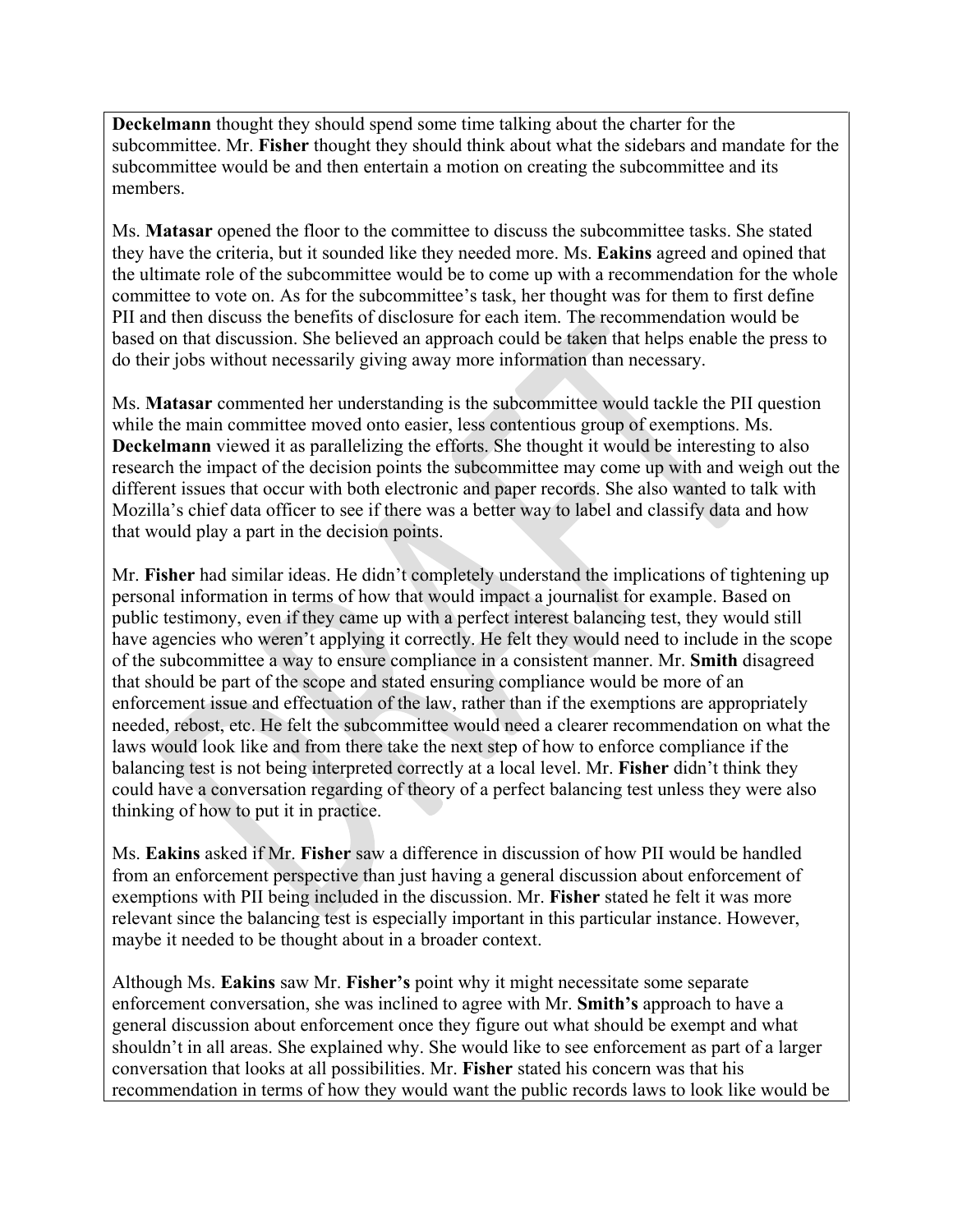**Deckelmann** thought they should spend some time talking about the charter for the subcommittee. Mr. **Fisher** thought they should think about what the sidebars and mandate for the subcommittee would be and then entertain a motion on creating the subcommittee and its members.

Ms. **Matasar** opened the floor to the committee to discuss the subcommittee tasks. She stated they have the criteria, but it sounded like they needed more. Ms. **Eakins** agreed and opined that the ultimate role of the subcommittee would be to come up with a recommendation for the whole committee to vote on. As for the subcommittee's task, her thought was for them to first define PII and then discuss the benefits of disclosure for each item. The recommendation would be based on that discussion. She believed an approach could be taken that helps enable the press to do their jobs without necessarily giving away more information than necessary.

Ms. **Matasar** commented her understanding is the subcommittee would tackle the PII question while the main committee moved onto easier, less contentious group of exemptions. Ms. **Deckelmann** viewed it as parallelizing the efforts. She thought it would be interesting to also research the impact of the decision points the subcommittee may come up with and weigh out the different issues that occur with both electronic and paper records. She also wanted to talk with Mozilla's chief data officer to see if there was a better way to label and classify data and how that would play a part in the decision points.

Mr. **Fisher** had similar ideas. He didn't completely understand the implications of tightening up personal information in terms of how that would impact a journalist for example. Based on public testimony, even if they came up with a perfect interest balancing test, they would still have agencies who weren't applying it correctly. He felt they would need to include in the scope of the subcommittee a way to ensure compliance in a consistent manner. Mr. **Smith** disagreed that should be part of the scope and stated ensuring compliance would be more of an enforcement issue and effectuation of the law, rather than if the exemptions are appropriately needed, rebost, etc. He felt the subcommittee would need a clearer recommendation on what the laws would look like and from there take the next step of how to enforce compliance if the balancing test is not being interpreted correctly at a local level. Mr. **Fisher** didn't think they could have a conversation regarding of theory of a perfect balancing test unless they were also thinking of how to put it in practice.

Ms. **Eakins** asked if Mr. **Fisher** saw a difference in discussion of how PII would be handled from an enforcement perspective than just having a general discussion about enforcement of exemptions with PII being included in the discussion. Mr. **Fisher** stated he felt it was more relevant since the balancing test is especially important in this particular instance. However, maybe it needed to be thought about in a broader context.

Although Ms. **Eakins** saw Mr. **Fisher's** point why it might necessitate some separate enforcement conversation, she was inclined to agree with Mr. **Smith's** approach to have a general discussion about enforcement once they figure out what should be exempt and what shouldn't in all areas. She explained why. She would like to see enforcement as part of a larger conversation that looks at all possibilities. Mr. **Fisher** stated his concern was that his recommendation in terms of how they would want the public records laws to look like would be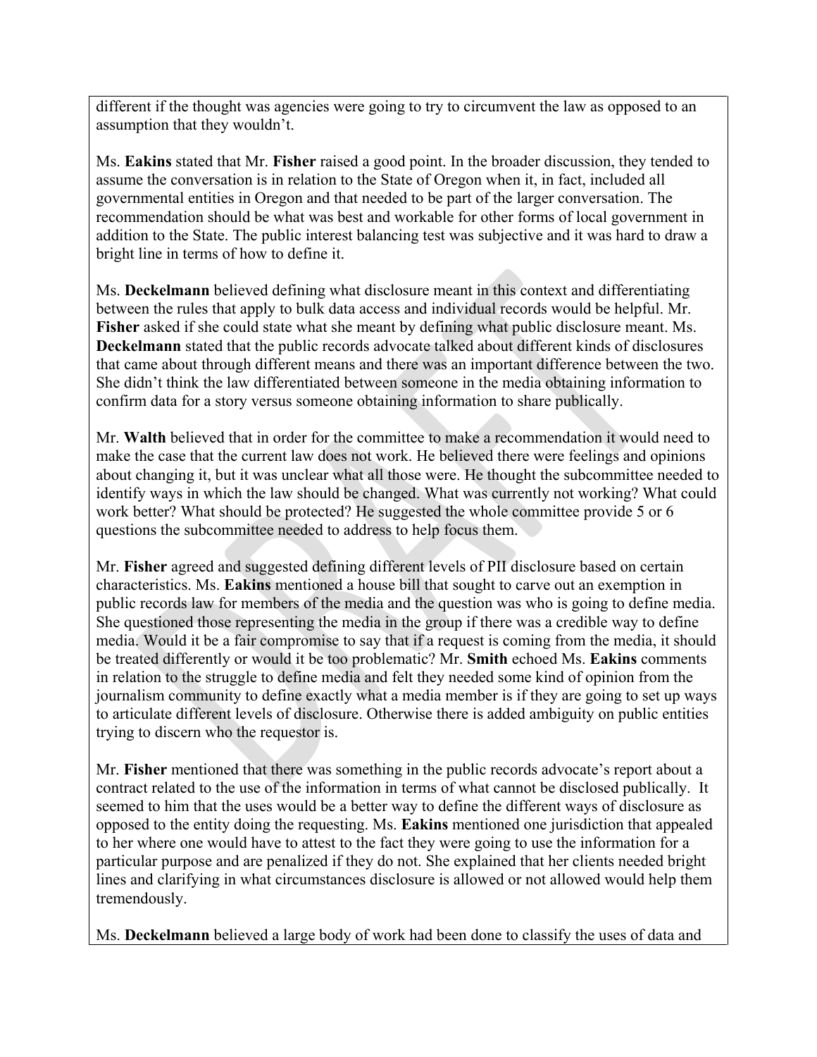different if the thought was agencies were going to try to circumvent the law as opposed to an assumption that they wouldn't.

Ms. **Eakins** stated that Mr. **Fisher** raised a good point. In the broader discussion, they tended to assume the conversation is in relation to the State of Oregon when it, in fact, included all governmental entities in Oregon and that needed to be part of the larger conversation. The recommendation should be what was best and workable for other forms of local government in addition to the State. The public interest balancing test was subjective and it was hard to draw a bright line in terms of how to define it.

Ms. **Deckelmann** believed defining what disclosure meant in this context and differentiating between the rules that apply to bulk data access and individual records would be helpful. Mr. **Fisher** asked if she could state what she meant by defining what public disclosure meant. Ms. **Deckelmann** stated that the public records advocate talked about different kinds of disclosures that came about through different means and there was an important difference between the two. She didn't think the law differentiated between someone in the media obtaining information to confirm data for a story versus someone obtaining information to share publically.

Mr. **Walth** believed that in order for the committee to make a recommendation it would need to make the case that the current law does not work. He believed there were feelings and opinions about changing it, but it was unclear what all those were. He thought the subcommittee needed to identify ways in which the law should be changed. What was currently not working? What could work better? What should be protected? He suggested the whole committee provide 5 or 6 questions the subcommittee needed to address to help focus them.

Mr. **Fisher** agreed and suggested defining different levels of PII disclosure based on certain characteristics. Ms. **Eakins** mentioned a house bill that sought to carve out an exemption in public records law for members of the media and the question was who is going to define media. She questioned those representing the media in the group if there was a credible way to define media. Would it be a fair compromise to say that if a request is coming from the media, it should be treated differently or would it be too problematic? Mr. **Smith** echoed Ms. **Eakins** comments in relation to the struggle to define media and felt they needed some kind of opinion from the journalism community to define exactly what a media member is if they are going to set up ways to articulate different levels of disclosure. Otherwise there is added ambiguity on public entities trying to discern who the requestor is.

Mr. **Fisher** mentioned that there was something in the public records advocate's report about a contract related to the use of the information in terms of what cannot be disclosed publically. It seemed to him that the uses would be a better way to define the different ways of disclosure as opposed to the entity doing the requesting. Ms. **Eakins** mentioned one jurisdiction that appealed to her where one would have to attest to the fact they were going to use the information for a particular purpose and are penalized if they do not. She explained that her clients needed bright lines and clarifying in what circumstances disclosure is allowed or not allowed would help them tremendously.

Ms. **Deckelmann** believed a large body of work had been done to classify the uses of data and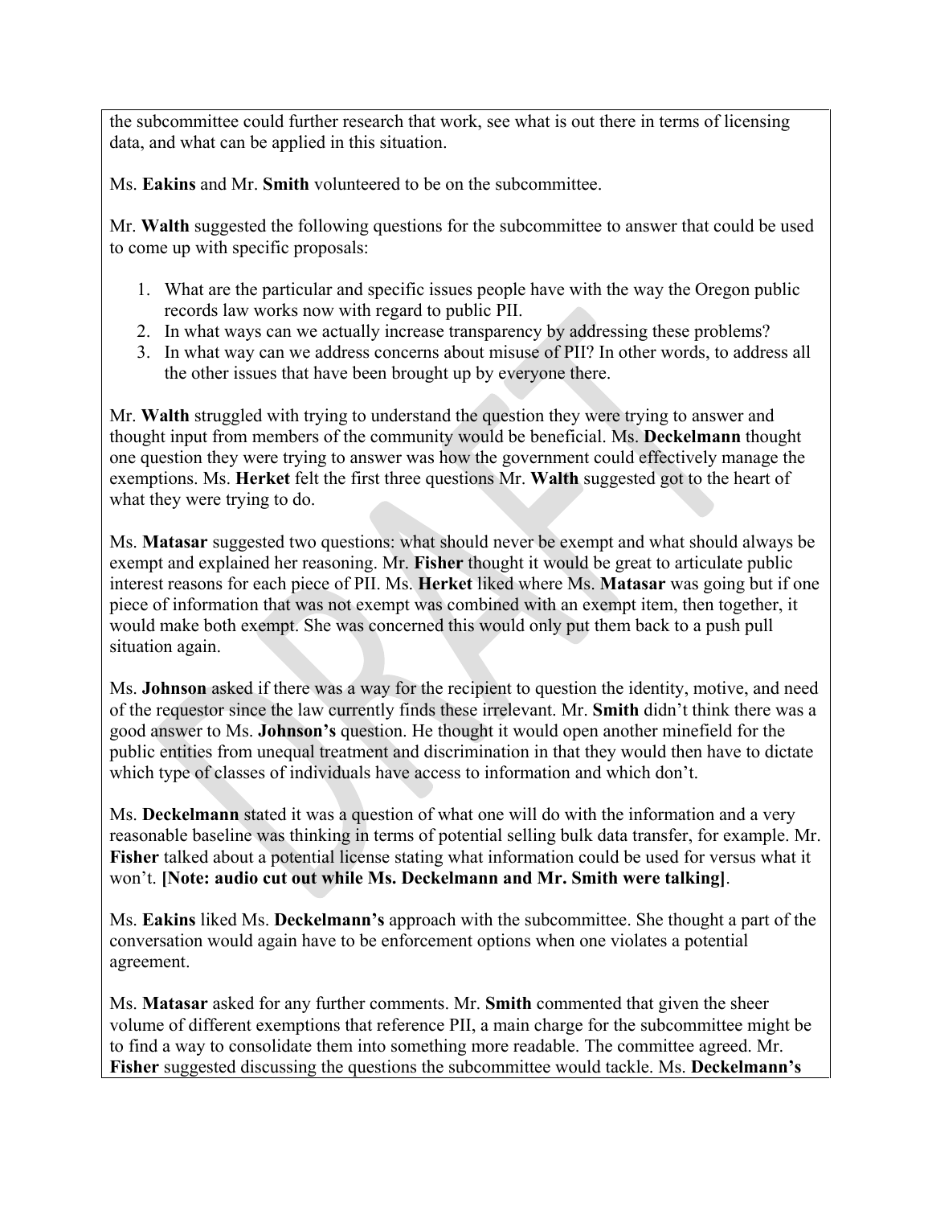the subcommittee could further research that work, see what is out there in terms of licensing data, and what can be applied in this situation.

Ms. **Eakins** and Mr. **Smith** volunteered to be on the subcommittee.

Mr. **Walth** suggested the following questions for the subcommittee to answer that could be used to come up with specific proposals:

1. What are the particular and specific issues people have with the way the Oregon public records law works now with regard to public PII.
2. In what ways can we actually increase transparency by addressing these problems?
3. In what way can we address concerns about misuse of PII? In other words, to address all the other issues that have been brought up by everyone there.

Mr. **Walth** struggled with trying to understand the question they were trying to answer and thought input from members of the community would be beneficial. Ms. **Deckelmann** thought one question they were trying to answer was how the government could effectively manage the exemptions. Ms. **Herket** felt the first three questions Mr. **Walth** suggested got to the heart of what they were trying to do.

Ms. **Matasar** suggested two questions: what should never be exempt and what should always be exempt and explained her reasoning. Mr. **Fisher** thought it would be great to articulate public interest reasons for each piece of PII. Ms. **Herket** liked where Ms. **Matasar** was going but if one piece of information that was not exempt was combined with an exempt item, then together, it would make both exempt. She was concerned this would only put them back to a push pull situation again.

Ms. **Johnson** asked if there was a way for the recipient to question the identity, motive, and need of the requestor since the law currently finds these irrelevant. Mr. **Smith** didn't think there was a good answer to Ms. **Johnson's** question. He thought it would open another minefield for the public entities from unequal treatment and discrimination in that they would then have to dictate which type of classes of individuals have access to information and which don't.

Ms. **Deckelmann** stated it was a question of what one will do with the information and a very reasonable baseline was thinking in terms of potential selling bulk data transfer, for example. Mr. **Fisher** talked about a potential license stating what information could be used for versus what it won't. **[Note: audio cut out while Ms. Deckelmann and Mr. Smith were talking]**.

Ms. **Eakins** liked Ms. **Deckelmann's** approach with the subcommittee. She thought a part of the conversation would again have to be enforcement options when one violates a potential agreement.

Ms. **Matasar** asked for any further comments. Mr. **Smith** commented that given the sheer volume of different exemptions that reference PII, a main charge for the subcommittee might be to find a way to consolidate them into something more readable. The committee agreed. Mr. **Fisher** suggested discussing the questions the subcommittee would tackle. Ms. **Deckelmann's**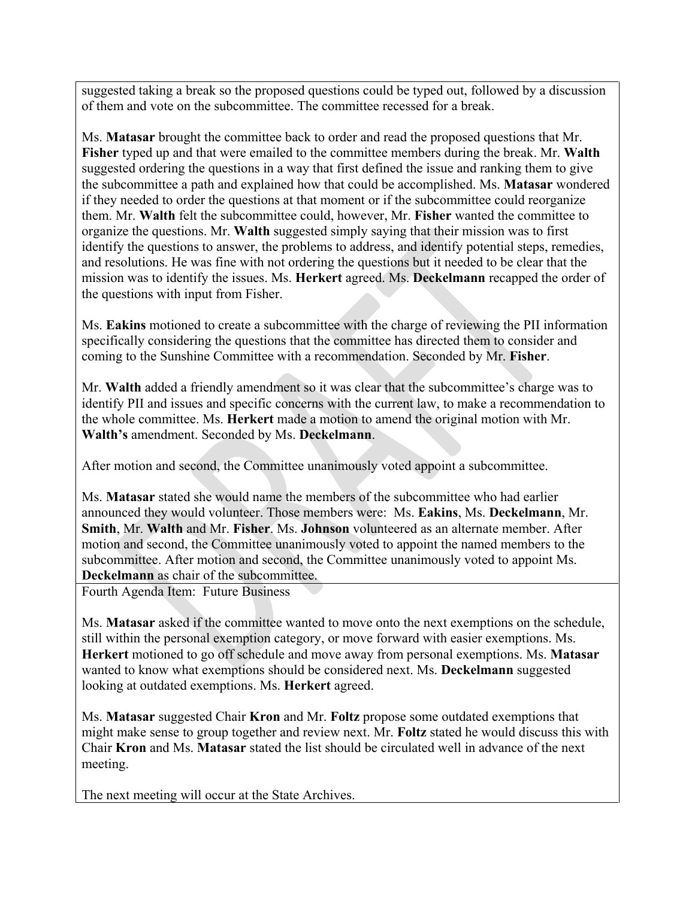suggested taking a break so the proposed questions could be typed out, followed by a discussion of them and vote on the subcommittee. The committee recessed for a break.

Ms. **Matasar** brought the committee back to order and read the proposed questions that Mr. **Fisher** typed up and that were emailed to the committee members during the break. Mr. **Walth** suggested ordering the questions in a way that first defined the issue and ranking them to give the subcommittee a path and explained how that could be accomplished. Ms. **Matasar** wondered if they needed to order the questions at that moment or if the subcommittee could reorganize them. Mr. **Walth** felt the subcommittee could, however, Mr. **Fisher** wanted the committee to organize the questions. Mr. **Walth** suggested simply saying that their mission was to first identify the questions to answer, the problems to address, and identify potential steps, remedies, and resolutions. He was fine with not ordering the questions but it needed to be clear that the mission was to identify the issues. Ms. **Herkert** agreed. Ms. **Deckelmann** recapped the order of the questions with input from Fisher.

Ms. **Eakins** motioned to create a subcommittee with the charge of reviewing the PII information specifically considering the questions that the committee has directed them to consider and coming to the Sunshine Committee with a recommendation. Seconded by Mr. **Fisher**.

Mr. **Walth** added a friendly amendment so it was clear that the subcommittee's charge was to identify PII and issues and specific concerns with the current law, to make a recommendation to the whole committee. Ms. **Herkert** made a motion to amend the original motion with Mr. **Walth's** amendment. Seconded by Ms. **Deckelmann**.

After motion and second, the Committee unanimously voted appoint a subcommittee.

Ms. **Matasar** stated she would name the members of the subcommittee who had earlier announced they would volunteer. Those members were: Ms. **Eakins**, Ms. **Deckelmann**, Mr. **Smith**, Mr. **Walth** and Mr. **Fisher**. Ms. **Johnson** volunteered as an alternate member. After motion and second, the Committee unanimously voted to appoint the named members to the subcommittee. After motion and second, the Committee unanimously voted to appoint Ms. **Deckelmann** as chair of the subcommittee.

Fourth Agenda Item: Future Business

Ms. **Matasar** asked if the committee wanted to move onto the next exemptions on the schedule, still within the personal exemption category, or move forward with easier exemptions. Ms. **Herkert** motioned to go off schedule and move away from personal exemptions. Ms. **Matasar** wanted to know what exemptions should be considered next. Ms. **Deckelmann** suggested looking at outdated exemptions. Ms. **Herkert** agreed.

Ms. **Matasar** suggested Chair **Kron** and Mr. **Foltz** propose some outdated exemptions that might make sense to group together and review next. Mr. **Foltz** stated he would discuss this with Chair **Kron** and Ms. **Matasar** stated the list should be circulated well in advance of the next meeting.

The next meeting will occur at the State Archives.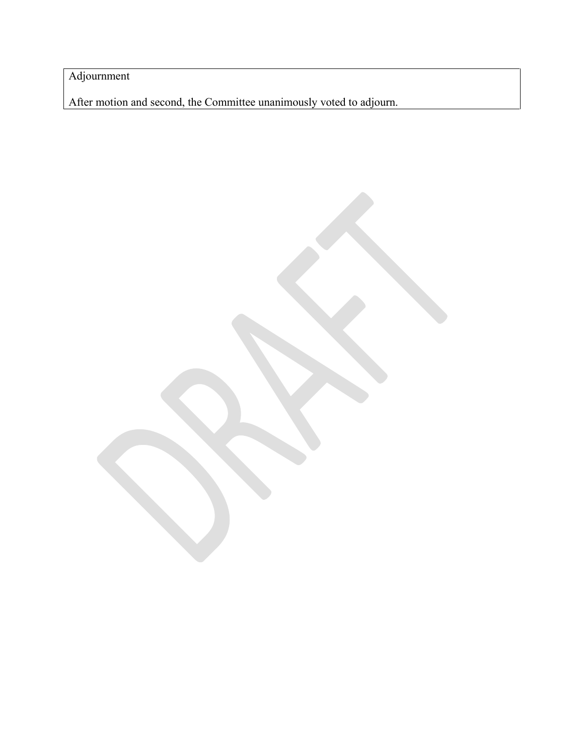Adjournment

After motion and second, the Committee unanimously voted to adjourn.